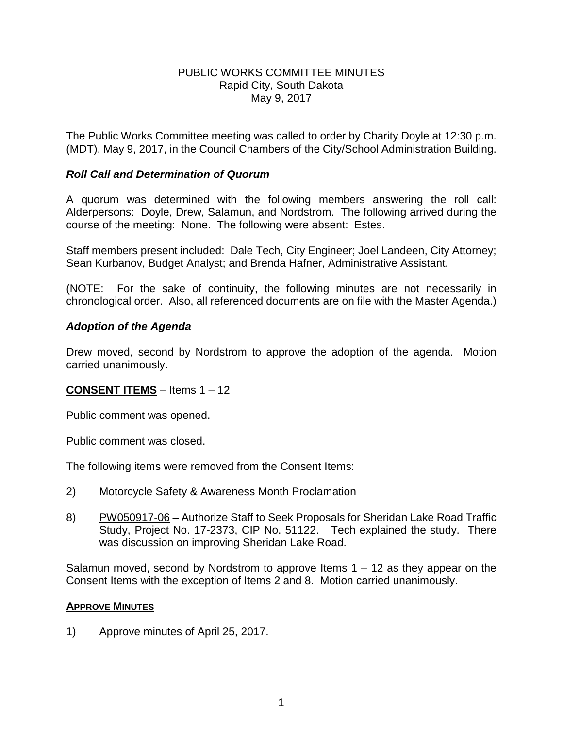# PUBLIC WORKS COMMITTEE MINUTES
Rapid City, South Dakota
May 9, 2017

The Public Works Committee meeting was called to order by Charity Doyle at 12:30 p.m. (MDT), May 9, 2017, in the Council Chambers of the City/School Administration Building.

### *Roll Call and Determination of Quorum*

A quorum was determined with the following members answering the roll call: Alderpersons: Doyle, Drew, Salamun, and Nordstrom. The following arrived during the course of the meeting: None. The following were absent: Estes.

Staff members present included: Dale Tech, City Engineer; Joel Landeen, City Attorney; Sean Kurbanov, Budget Analyst; and Brenda Hafner, Administrative Assistant.

(NOTE: For the sake of continuity, the following minutes are not necessarily in chronological order. Also, all referenced documents are on file with the Master Agenda.)

### *Adoption of the Agenda*

Drew moved, second by Nordstrom to approve the adoption of the agenda. Motion carried unanimously.

**CONSENT ITEMS** – Items 1 – 12

Public comment was opened.

Public comment was closed.

The following items were removed from the Consent Items:

2) Motorcycle Safety & Awareness Month Proclamation

8) PW050917-06 – Authorize Staff to Seek Proposals for Sheridan Lake Road Traffic Study, Project No. 17-2373, CIP No. 51122. Tech explained the study. There was discussion on improving Sheridan Lake Road.

Salamun moved, second by Nordstrom to approve Items 1 – 12 as they appear on the Consent Items with the exception of Items 2 and 8. Motion carried unanimously.

**APPROVE MINUTES**

1) Approve minutes of April 25, 2017.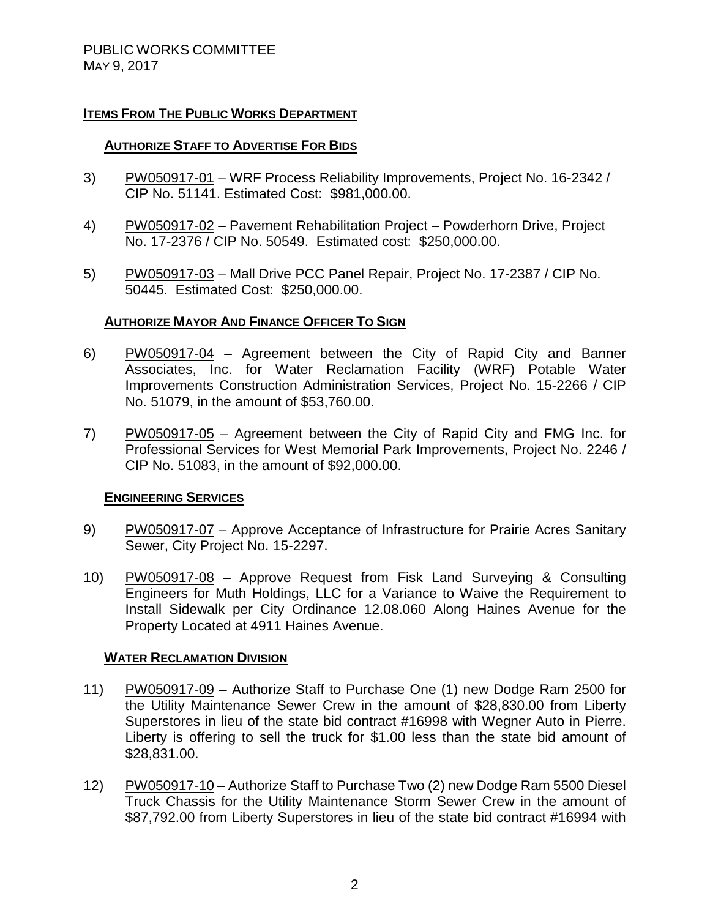PUBLIC WORKS COMMITTEE
MAY 9, 2017

## ITEMS FROM THE PUBLIC WORKS DEPARTMENT

### AUTHORIZE STAFF TO ADVERTISE FOR BIDS

3) PW050917-01 – WRF Process Reliability Improvements, Project No. 16-2342 / CIP No. 51141. Estimated Cost: $981,000.00.

4) PW050917-02 – Pavement Rehabilitation Project – Powderhorn Drive, Project No. 17-2376 / CIP No. 50549. Estimated cost: $250,000.00.

5) PW050917-03 – Mall Drive PCC Panel Repair, Project No. 17-2387 / CIP No. 50445. Estimated Cost: $250,000.00.

### AUTHORIZE MAYOR AND FINANCE OFFICER TO SIGN

6) PW050917-04 – Agreement between the City of Rapid City and Banner Associates, Inc. for Water Reclamation Facility (WRF) Potable Water Improvements Construction Administration Services, Project No. 15-2266 / CIP No. 51079, in the amount of $53,760.00.

7) PW050917-05 – Agreement between the City of Rapid City and FMG Inc. for Professional Services for West Memorial Park Improvements, Project No. 2246 / CIP No. 51083, in the amount of $92,000.00.

### ENGINEERING SERVICES

9) PW050917-07 – Approve Acceptance of Infrastructure for Prairie Acres Sanitary Sewer, City Project No. 15-2297.

10) PW050917-08 – Approve Request from Fisk Land Surveying & Consulting Engineers for Muth Holdings, LLC for a Variance to Waive the Requirement to Install Sidewalk per City Ordinance 12.08.060 Along Haines Avenue for the Property Located at 4911 Haines Avenue.

### WATER RECLAMATION DIVISION

11) PW050917-09 – Authorize Staff to Purchase One (1) new Dodge Ram 2500 for the Utility Maintenance Sewer Crew in the amount of $28,830.00 from Liberty Superstores in lieu of the state bid contract #16998 with Wegner Auto in Pierre. Liberty is offering to sell the truck for $1.00 less than the state bid amount of $28,831.00.

12) PW050917-10 – Authorize Staff to Purchase Two (2) new Dodge Ram 5500 Diesel Truck Chassis for the Utility Maintenance Storm Sewer Crew in the amount of $87,792.00 from Liberty Superstores in lieu of the state bid contract #16994 with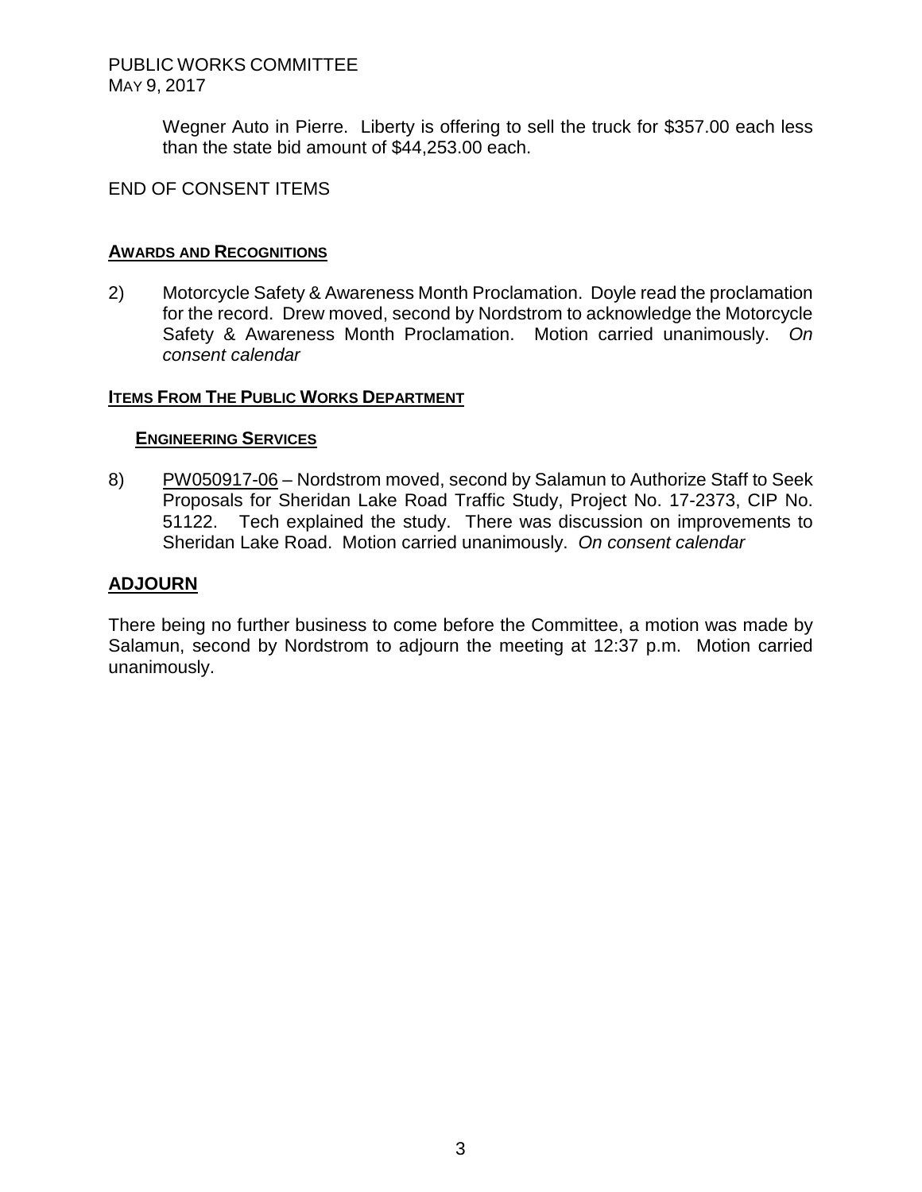Wegner Auto in Pierre. Liberty is offering to sell the truck for $357.00 each less than the state bid amount of $44,253.00 each.

END OF CONSENT ITEMS

**AWARDS AND RECOGNITIONS**

2) Motorcycle Safety & Awareness Month Proclamation. Doyle read the proclamation for the record. Drew moved, second by Nordstrom to acknowledge the Motorcycle Safety & Awareness Month Proclamation. Motion carried unanimously. *On consent calendar*

**ITEMS FROM THE PUBLIC WORKS DEPARTMENT**

**ENGINEERING SERVICES**

8) PW050917-06 – Nordstrom moved, second by Salamun to Authorize Staff to Seek Proposals for Sheridan Lake Road Traffic Study, Project No. 17-2373, CIP No. 51122. Tech explained the study. There was discussion on improvements to Sheridan Lake Road. Motion carried unanimously. *On consent calendar*

## ADJOURN

There being no further business to come before the Committee, a motion was made by Salamun, second by Nordstrom to adjourn the meeting at 12:37 p.m. Motion carried unanimously.